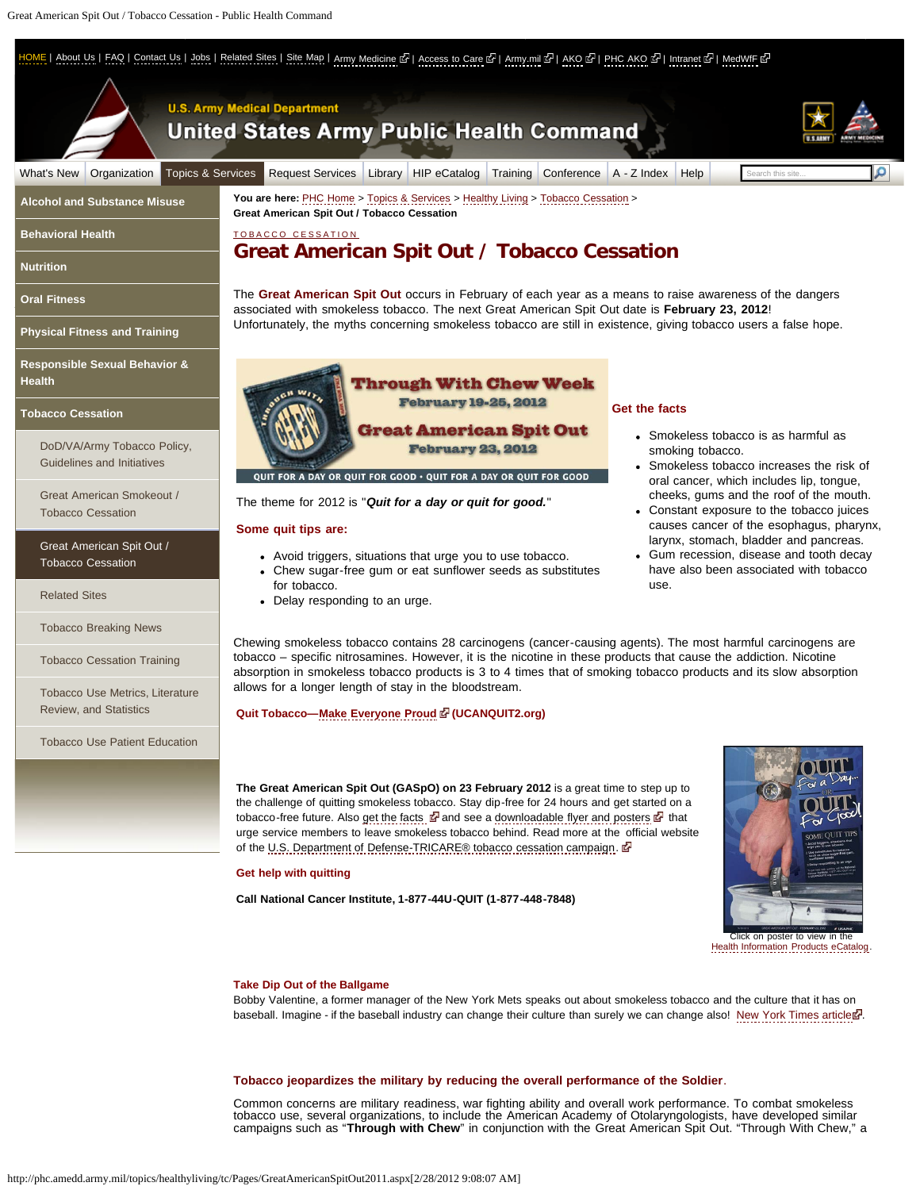HOME | About Us | FAQ | Contact Us | Jobs | Related Sites | Site Map | Army Medicine | Access to Care | Army.mil | AKO | PHC AKO | Intranet | MedWfF

U.S. Army Medical Department

United States Army Public Health Command

What's New | Organization | Topics & Services | Request Services | Library | HIP eCatalog | Training | Conference | A - Z Index | Help

- Alcohol and Substance Misuse
- Behavioral Health
- Nutrition
- Oral Fitness
- Physical Fitness and Training
- Responsible Sexual Behavior & Health
- Tobacco Cessation
  - DoD/VA/Army Tobacco Policy, Guidelines and Initiatives
  - Great American Smokeout / Tobacco Cessation
  - Great American Spit Out / Tobacco Cessation
  - Related Sites
  - Tobacco Breaking News
  - Tobacco Cessation Training
  - Tobacco Use Metrics, Literature Review, and Statistics
  - Tobacco Use Patient Education

**You are here:** PHC Home > Topics & Services > Healthy Living > Tobacco Cessation > **Great American Spit Out / Tobacco Cessation**

TOBACCO CESSATION

# Great American Spit Out / Tobacco Cessation

The **Great American Spit Out** occurs in February of each year as a means to raise awareness of the dangers associated with smokeless tobacco. The next Great American Spit Out date is **February 23, 2012**! Unfortunately, the myths concerning smokeless tobacco are still in existence, giving tobacco users a false hope.

Through With Chew Week February 19-25, 2012
Great American Spit Out February 23, 2012
QUIT FOR A DAY OR QUIT FOR GOOD • QUIT FOR A DAY OR QUIT FOR GOOD

The theme for 2012 is "***Quit for a day or quit for good.***"

**Some quit tips are:**

- Avoid triggers, situations that urge you to use tobacco.
- Chew sugar-free gum or eat sunflower seeds as substitutes for tobacco.
- Delay responding to an urge.

**Get the facts**

- Smokeless tobacco is as harmful as smoking tobacco.
- Smokeless tobacco increases the risk of oral cancer, which includes lip, tongue, cheeks, gums and the roof of the mouth.
- Constant exposure to the tobacco juices causes cancer of the esophagus, pharynx, larynx, stomach, bladder and pancreas.
- Gum recession, disease and tooth decay have also been associated with tobacco use.

Chewing smokeless tobacco contains 28 carcinogens (cancer-causing agents). The most harmful carcinogens are tobacco – specific nitrosamines. However, it is the nicotine in these products that cause the addiction. Nicotine absorption in smokeless tobacco products is 3 to 4 times that of smoking tobacco products and its slow absorption allows for a longer length of stay in the bloodstream.

**Quit Tobacco—Make Everyone Proud (UCANQUIT2.org)**

**The Great American Spit Out (GASpO) on 23 February 2012** is a great time to step up to the challenge of quitting smokeless tobacco. Stay dip-free for 24 hours and get started on a tobacco-free future. Also get the facts and see a downloadable flyer and posters that urge service members to leave smokeless tobacco behind. Read more at the official website of the U.S. Department of Defense-TRICARE® tobacco cessation campaign.

**Get help with quitting**

**Call National Cancer Institute, 1-877-44U-QUIT (1-877-448-7848)**

Click on poster to view in the Health Information Products eCatalog.

**Take Dip Out of the Ballgame**

Bobby Valentine, a former manager of the New York Mets speaks out about smokeless tobacco and the culture that it has on baseball. Imagine - if the baseball industry can change their culture than surely we can change also! New York Times article.

**Tobacco jeopardizes the military by reducing the overall performance of the Soldier**.

Common concerns are military readiness, war fighting ability and overall work performance. To combat smokeless tobacco use, several organizations, to include the American Academy of Otolaryngologists, have developed similar campaigns such as "**Through with Chew**" in conjunction with the Great American Spit Out. "Through With Chew," a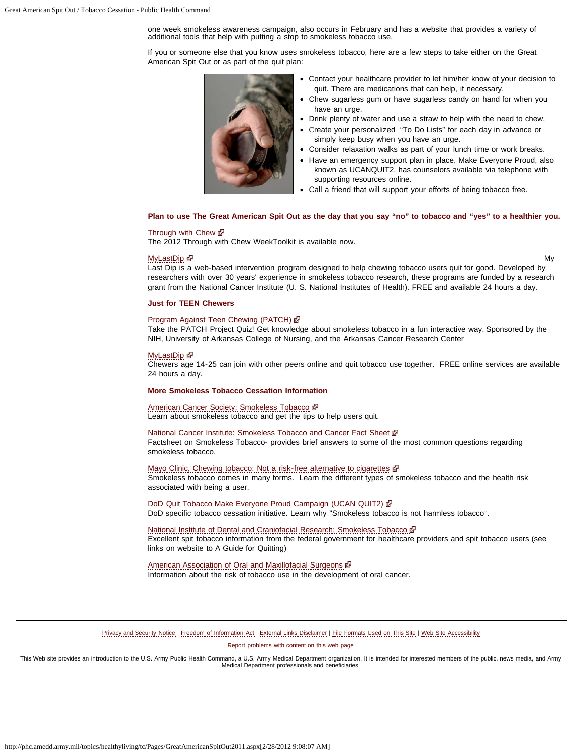one week smokeless awareness campaign, also occurs in February and has a website that provides a variety of additional tools that help with putting a stop to smokeless tobacco use.

If you or someone else that you know uses smokeless tobacco, here are a few steps to take either on the Great American Spit Out or as part of the quit plan:

- Contact your healthcare provider to let him/her know of your decision to quit. There are medications that can help, if necessary.
- Chew sugarless gum or have sugarless candy on hand for when you have an urge.
- Drink plenty of water and use a straw to help with the need to chew.
- Create your personalized "To Do Lists" for each day in advance or simply keep busy when you have an urge.
- Consider relaxation walks as part of your lunch time or work breaks.
- Have an emergency support plan in place. Make Everyone Proud, also known as UCANQUIT2, has counselors available via telephone with supporting resources online.
- Call a friend that will support your efforts of being tobacco free.

**Plan to use The Great American Spit Out as the day that you say "no" to tobacco and "yes" to a healthier you.**

Through with Chew
The 2012 Through with Chew WeekToolkit is available now.

MyLastDip
My Last Dip is a web-based intervention program designed to help chewing tobacco users quit for good. Developed by researchers with over 30 years' experience in smokeless tobacco research, these programs are funded by a research grant from the National Cancer Institute (U. S. National Institutes of Health). FREE and available 24 hours a day.

**Just for TEEN Chewers**

Program Against Teen Chewing (PATCH)
Take the PATCH Project Quiz! Get knowledge about smokeless tobacco in a fun interactive way. Sponsored by the NIH, University of Arkansas College of Nursing, and the Arkansas Cancer Research Center

MyLastDip
Chewers age 14-25 can join with other peers online and quit tobacco use together. FREE online services are available 24 hours a day.

**More Smokeless Tobacco Cessation Information**

American Cancer Society: Smokeless Tobacco
Learn about smokeless tobacco and get the tips to help users quit.

National Cancer Institute: Smokeless Tobacco and Cancer Fact Sheet
Factsheet on Smokeless Tobacco- provides brief answers to some of the most common questions regarding smokeless tobacco.

Mayo Clinic, Chewing tobacco: Not a risk-free alternative to cigarettes
Smokeless tobacco comes in many forms. Learn the different types of smokeless tobacco and the health risk associated with being a user.

DoD Quit Tobacco Make Everyone Proud Campaign (UCAN QUIT2)
DoD specific tobacco cessation initiative. Learn why "Smokeless tobacco is not harmless tobacco".

National Institute of Dental and Craniofacial Research: Smokeless Tobacco
Excellent spit tobacco information from the federal government for healthcare providers and spit tobacco users (see links on website to A Guide for Quitting)

American Association of Oral and Maxillofacial Surgeons
Information about the risk of tobacco use in the development of oral cancer.

Privacy and Security Notice | Freedom of Information Act | External Links Disclaimer | File Formats Used on This Site | Web Site Accessibility

Report problems with content on this web page

This Web site provides an introduction to the U.S. Army Public Health Command, a U.S. Army Medical Department organization. It is intended for interested members of the public, news media, and Army Medical Department professionals and beneficiaries.